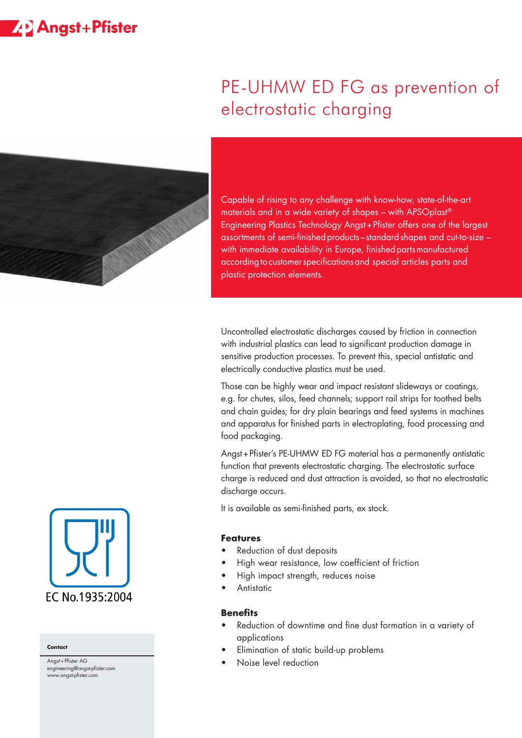Angst+Pfister

# PE-UHMW ED FG as prevention of electrostatic charging

Capable of rising to any challenge with know-how, state-of-the-art materials and in a wide variety of shapes – with APSOplast® Engineering Plastics Technology Angst+Pfister offers one of the largest assortments of semi-finished products – standard shapes and cut-to-size – with immediate availability in Europe, finished parts manufactured according to customer specifications and special articles parts and plastic protection elements.

Uncontrolled electrostatic discharges caused by friction in connection with industrial plastics can lead to significant production damage in sensitive production processes. To prevent this, special antistatic and electrically conductive plastics must be used.

Those can be highly wear and impact resistant slideways or coatings, e.g. for chutes, silos, feed channels; support rail strips for toothed belts and chain guides; for dry plain bearings and feed systems in machines and apparatus for finished parts in electroplating, food processing and food packaging.

Angst+Pfister's PE-UHMW ED FG material has a permanently antistatic function that prevents electrostatic charging. The electrostatic surface charge is reduced and dust attraction is avoided, so that no electrostatic discharge occurs.

It is available as semi-finished parts, ex stock.

EC No.1935:2004

### Features

- Reduction of dust deposits
- High wear resistance, low coefficient of friction
- High impact strength, reduces noise
- Antistatic

### Benefits

- Reduction of downtime and fine dust formation in a variety of applications
- Elimination of static build-up problems
- Noise level reduction

**Contact**

Angst+Pfister AG
engineering@angst-pfister.com
www.angst-pfister.com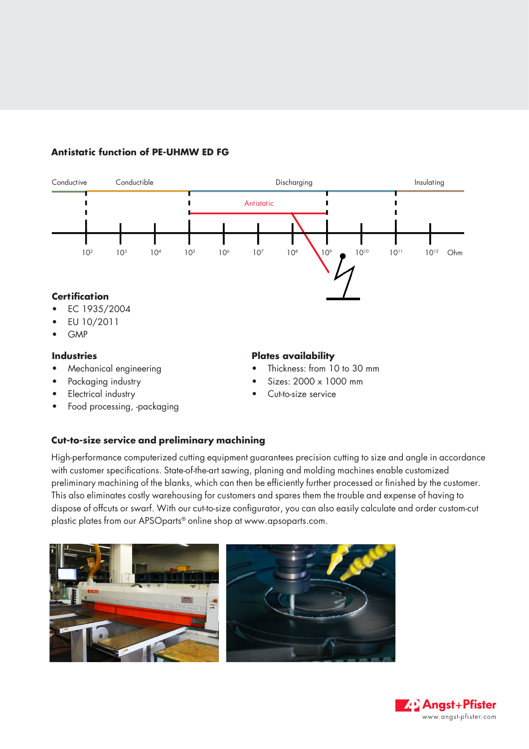## Antistatic function of PE-UHMW ED FG

Conductive Conductible Discharging Insulating

Antistatic

$10^2$ $10^3$ $10^4$ $10^5$ $10^6$ $10^7$ $10^8$ $10^9$ $10^{10}$ $10^{11}$ $10^{12}$ Ohm

### Certification

- EC 1935/2004
- EU 10/2011
- GMP

### Industries

- Mechanical engineering
- Packaging industry
- Electrical industry
- Food processing, -packaging

### Plates availability

- Thickness: from 10 to 30 mm
- Sizes: 2000 x 1000 mm
- Cut-to-size service

### Cut-to-size service and preliminary machining

High-performance computerized cutting equipment guarantees precision cutting to size and angle in accordance with customer specifications. State-of-the-art sawing, planing and molding machines enable customized preliminary machining of the blanks, which can then be efficiently further processed or finished by the customer. This also eliminates costly warehousing for customers and spares them the trouble and expense of having to dispose of offcuts or swarf. With our cut-to-size configurator, you can also easily calculate and order custom-cut plastic plates from our APSOparts® online shop at www.apsoparts.com.

Angst+Pfister
www.angst-pfister.com